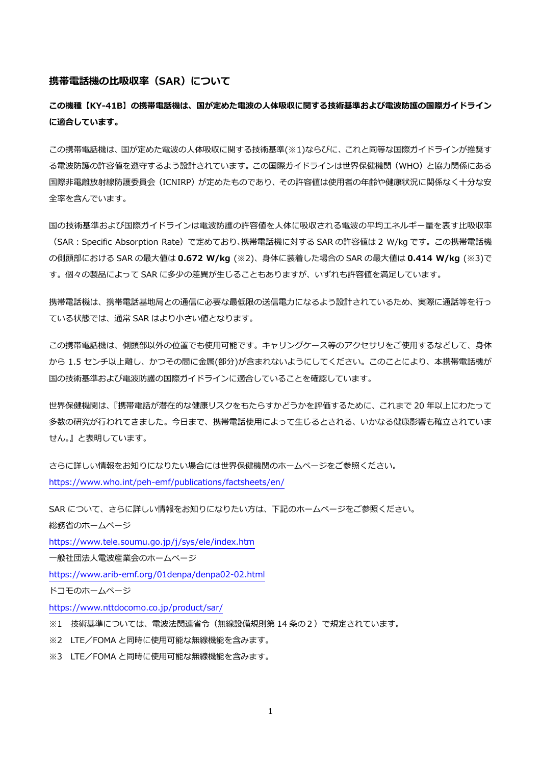## 携帯電話機の比吸収率（SAR）について

**この機種【KY-41B】の携帯電話機は、国が定めた電波の人体吸収に関する技術基準および電波防護の国際ガイドラインに適合しています。**

この携帯電話機は、国が定めた電波の人体吸収に関する技術基準(※1)ならびに、これと同等な国際ガイドラインが推奨する電波防護の許容値を遵守するよう設計されています。この国際ガイドラインは世界保健機関（WHO）と協力関係にある国際非電離放射線防護委員会（ICNIRP）が定めたものであり、その許容値は使用者の年齢や健康状況に関係なく十分な安全率を含んでいます。

国の技術基準および国際ガイドラインは電波防護の許容値を人体に吸収される電波の平均エネルギー量を表す比吸収率（SAR：Specific Absorption Rate）で定めており、携帯電話機に対する SAR の許容値は 2 W/kg です。この携帯電話機の側頭部における SAR の最大値は **0.672 W/kg** (※2)、身体に装着した場合の SAR の最大値は **0.414 W/kg** (※3)です。個々の製品によって SAR に多少の差異が生じることもありますが、いずれも許容値を満足しています。

携帯電話機は、携帯電話基地局との通信に必要な最低限の送信電力になるよう設計されているため、実際に通話等を行っている状態では、通常 SAR はより小さい値となります。

この携帯電話機は、側頭部以外の位置でも使用可能です。キャリングケース等のアクセサリをご使用するなどして、身体から 1.5 センチ以上離し、かつその間に金属(部分)が含まれないようにしてください。このことにより、本携帯電話機が国の技術基準および電波防護の国際ガイドラインに適合していることを確認しています。

世界保健機関は、『携帯電話が潜在的な健康リスクをもたらすかどうかを評価するために、これまで 20 年以上にわたって多数の研究が行われてきました。今日まで、携帯電話使用によって生じるとされる、いかなる健康影響も確立されていません。』と表明しています。

さらに詳しい情報をお知りになりたい場合には世界保健機関のホームページをご参照ください。
https://www.who.int/peh-emf/publications/factsheets/en/

SAR について、さらに詳しい情報をお知りになりたい方は、下記のホームページをご参照ください。
総務省のホームページ
https://www.tele.soumu.go.jp/j/sys/ele/index.htm
一般社団法人電波産業会のホームページ
https://www.arib-emf.org/01denpa/denpa02-02.html
ドコモのホームページ
https://www.nttdocomo.co.jp/product/sar/

※1　技術基準については、電波法関連省令（無線設備規則第 14 条の２）で規定されています。
※2　LTE／FOMA と同時に使用可能な無線機能を含みます。
※3　LTE／FOMA と同時に使用可能な無線機能を含みます。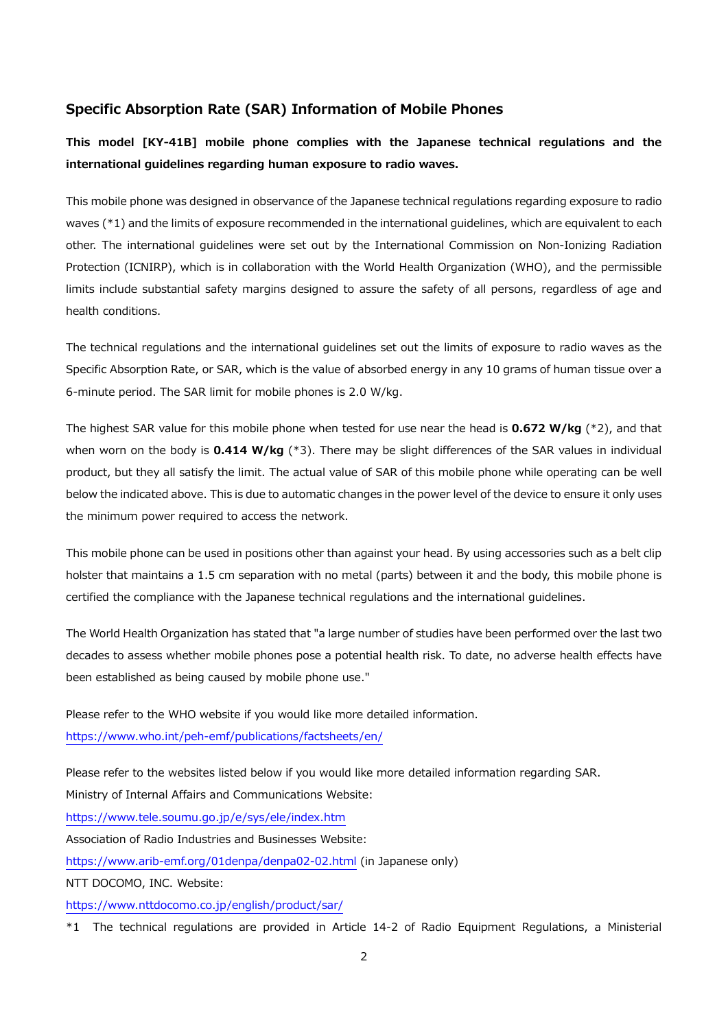## Specific Absorption Rate (SAR) Information of Mobile Phones

**This model [KY-41B] mobile phone complies with the Japanese technical regulations and the international guidelines regarding human exposure to radio waves.**

This mobile phone was designed in observance of the Japanese technical regulations regarding exposure to radio waves (*1) and the limits of exposure recommended in the international guidelines, which are equivalent to each other. The international guidelines were set out by the International Commission on Non-Ionizing Radiation Protection (ICNIRP), which is in collaboration with the World Health Organization (WHO), and the permissible limits include substantial safety margins designed to assure the safety of all persons, regardless of age and health conditions.

The technical regulations and the international guidelines set out the limits of exposure to radio waves as the Specific Absorption Rate, or SAR, which is the value of absorbed energy in any 10 grams of human tissue over a 6-minute period. The SAR limit for mobile phones is 2.0 W/kg.

The highest SAR value for this mobile phone when tested for use near the head is **0.672 W/kg** (*2), and that when worn on the body is **0.414 W/kg** (*3). There may be slight differences of the SAR values in individual product, but they all satisfy the limit. The actual value of SAR of this mobile phone while operating can be well below the indicated above. This is due to automatic changes in the power level of the device to ensure it only uses the minimum power required to access the network.

This mobile phone can be used in positions other than against your head. By using accessories such as a belt clip holster that maintains a 1.5 cm separation with no metal (parts) between it and the body, this mobile phone is certified the compliance with the Japanese technical regulations and the international guidelines.

The World Health Organization has stated that "a large number of studies have been performed over the last two decades to assess whether mobile phones pose a potential health risk. To date, no adverse health effects have been established as being caused by mobile phone use."

Please refer to the WHO website if you would like more detailed information.
https://www.who.int/peh-emf/publications/factsheets/en/

Please refer to the websites listed below if you would like more detailed information regarding SAR.
Ministry of Internal Affairs and Communications Website:
https://www.tele.soumu.go.jp/e/sys/ele/index.htm
Association of Radio Industries and Businesses Website:
https://www.arib-emf.org/01denpa/denpa02-02.html (in Japanese only)
NTT DOCOMO, INC. Website:
https://www.nttdocomo.co.jp/english/product/sar/

*1 The technical regulations are provided in Article 14-2 of Radio Equipment Regulations, a Ministerial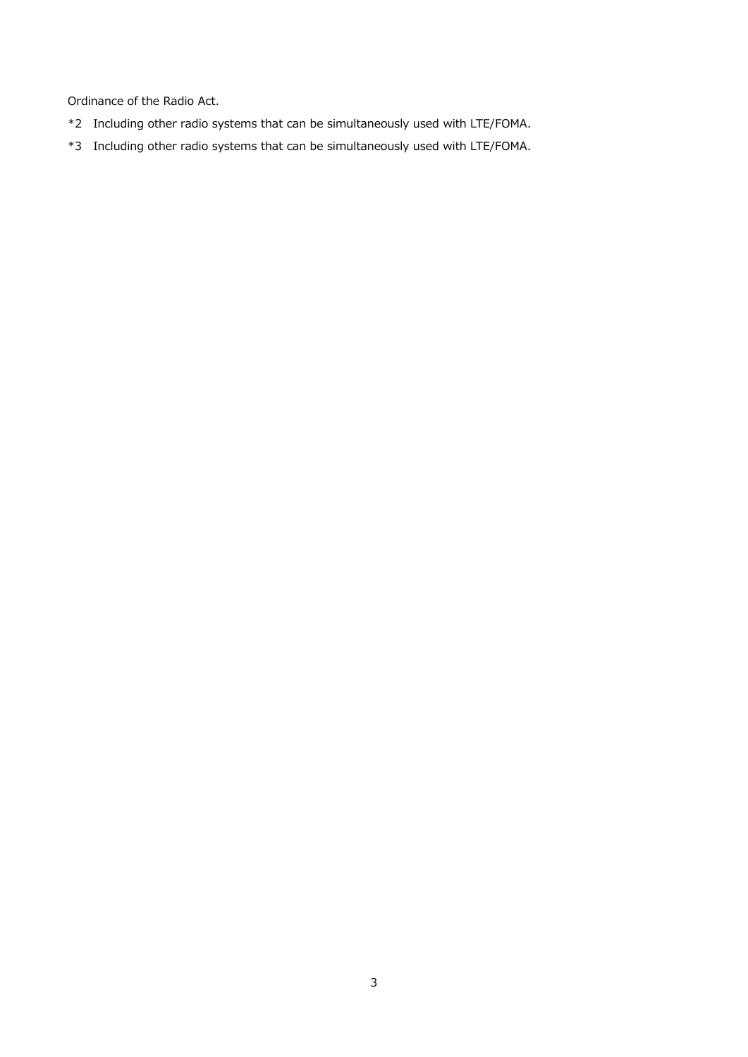Ordinance of the Radio Act.

*2 Including other radio systems that can be simultaneously used with LTE/FOMA.

*3 Including other radio systems that can be simultaneously used with LTE/FOMA.